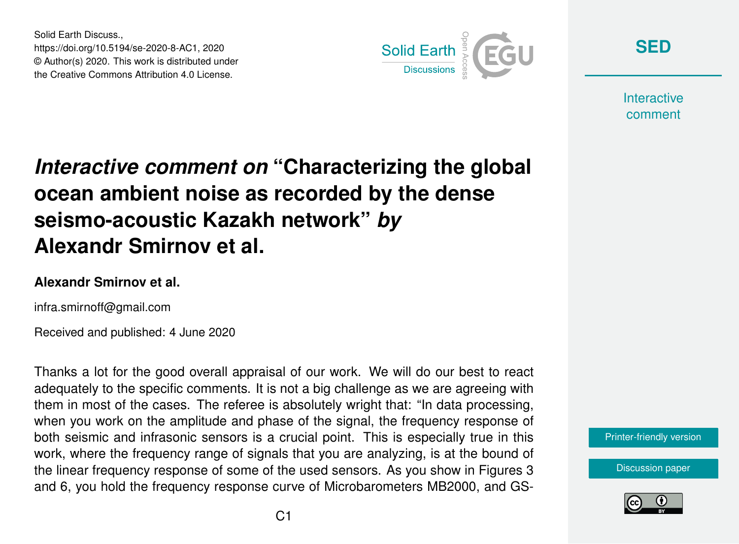Solid Earth Discuss.,
https://doi.org/10.5194/se-2020-8-AC1, 2020
© Author(s) 2020. This work is distributed under
the Creative Commons Attribution 4.0 License.

# *Interactive comment on* "Characterizing the global ocean ambient noise as recorded by the dense seismo-acoustic Kazakh network" *by* Alexandr Smirnov et al.

**Alexandr Smirnov et al.**

infra.smirnoff@gmail.com

Received and published: 4 June 2020

Thanks a lot for the good overall appraisal of our work. We will do our best to react adequately to the specific comments. It is not a big challenge as we are agreeing with them in most of the cases. The referee is absolutely wright that: "In data processing, when you work on the amplitude and phase of the signal, the frequency response of both seismic and infrasonic sensors is a crucial point. This is especially true in this work, where the frequency range of signals that you are analyzing, is at the bound of the linear frequency response of some of the used sensors. As you show in Figures 3 and 6, you hold the frequency response curve of Microbarometers MB2000, and GS-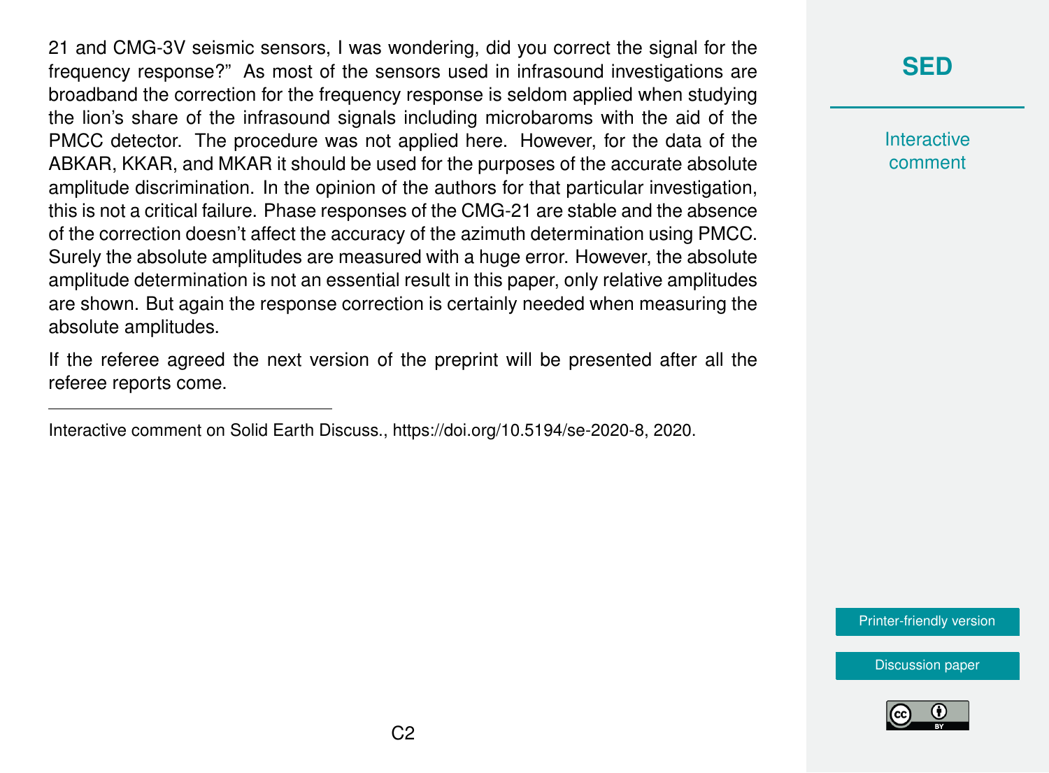21 and CMG-3V seismic sensors, I was wondering, did you correct the signal for the frequency response?" As most of the sensors used in infrasound investigations are broadband the correction for the frequency response is seldom applied when studying the lion's share of the infrasound signals including microbaroms with the aid of the PMCC detector. The procedure was not applied here. However, for the data of the ABKAR, KKAR, and MKAR it should be used for the purposes of the accurate absolute amplitude discrimination. In the opinion of the authors for that particular investigation, this is not a critical failure. Phase responses of the CMG-21 are stable and the absence of the correction doesn't affect the accuracy of the azimuth determination using PMCC. Surely the absolute amplitudes are measured with a huge error. However, the absolute amplitude determination is not an essential result in this paper, only relative amplitudes are shown. But again the response correction is certainly needed when measuring the absolute amplitudes.

If the referee agreed the next version of the preprint will be presented after all the referee reports come.

---

Interactive comment on Solid Earth Discuss., https://doi.org/10.5194/se-2020-8, 2020.